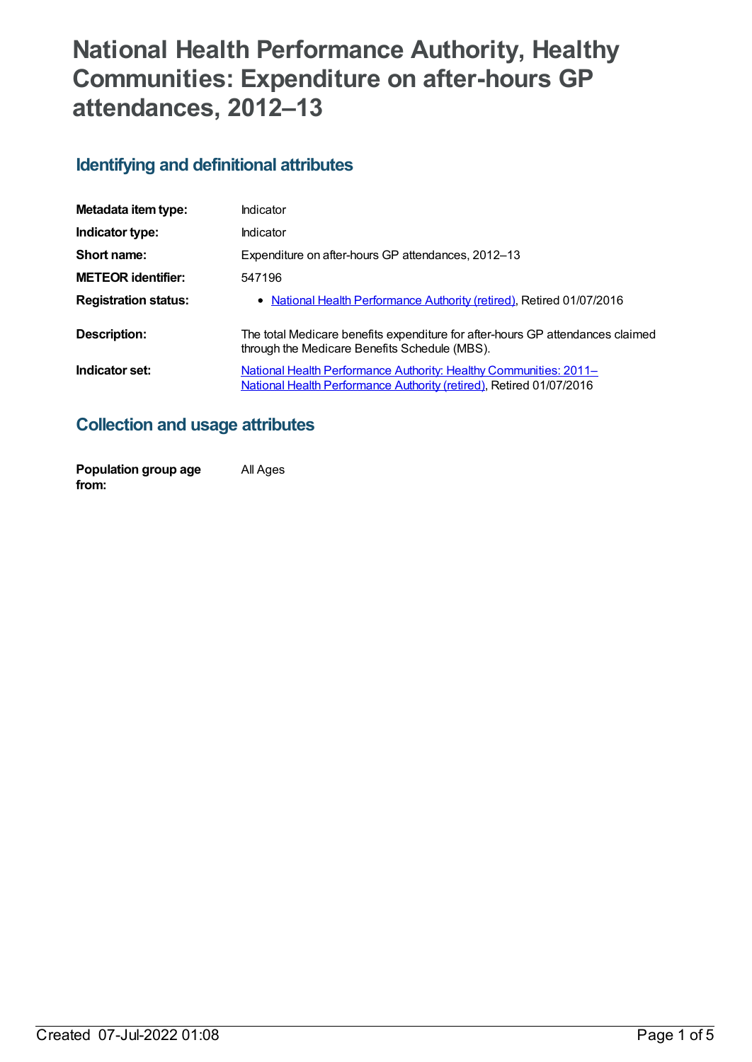# National Health Performance Authority, Healthy Communities: Expenditure on after-hours GP attendances, 2012–13

## Identifying and definitional attributes

| | |
|---|---|
| **Metadata item type:** | Indicator |
| **Indicator type:** | Indicator |
| **Short name:** | Expenditure on after-hours GP attendances, 2012–13 |
| **METEOR identifier:** | 547196 |
| **Registration status:** | • National Health Performance Authority (retired), Retired 01/07/2016 |
| **Description:** | The total Medicare benefits expenditure for after-hours GP attendances claimed through the Medicare Benefits Schedule (MBS). |
| **Indicator set:** | National Health Performance Authority: Healthy Communities: 2011– National Health Performance Authority (retired), Retired 01/07/2016 |

## Collection and usage attributes

| | |
|---|---|
| **Population group age from:** | All Ages |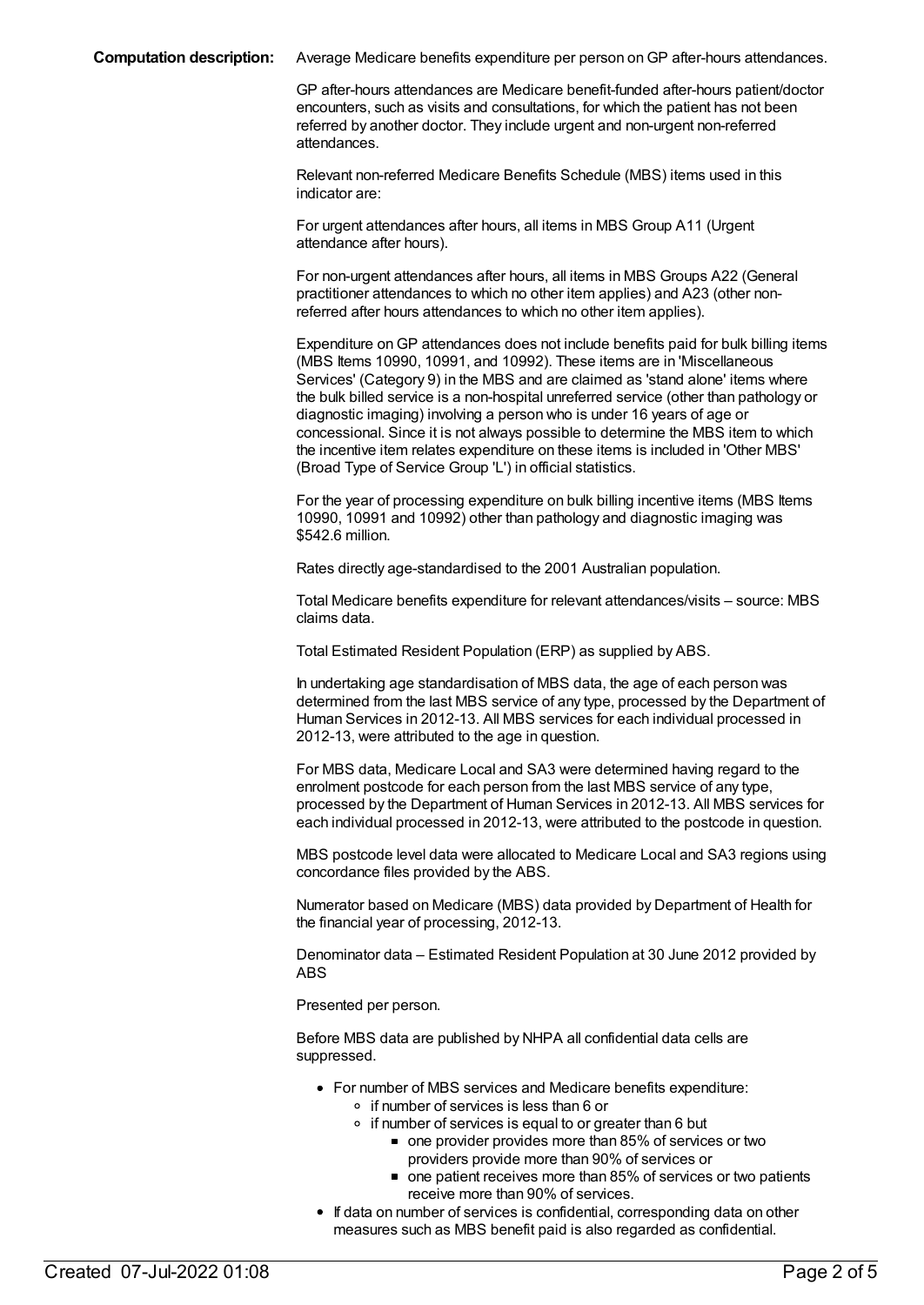**Computation description:** Average Medicare benefits expenditure per person on GP after-hours attendances.

GP after-hours attendances are Medicare benefit-funded after-hours patient/doctor encounters, such as visits and consultations, for which the patient has not been referred by another doctor. They include urgent and non-urgent non-referred attendances.

Relevant non-referred Medicare Benefits Schedule (MBS) items used in this indicator are:

For urgent attendances after hours, all items in MBS Group A11 (Urgent attendance after hours).

For non-urgent attendances after hours, all items in MBS Groups A22 (General practitioner attendances to which no other item applies) and A23 (other non-referred after hours attendances to which no other item applies).

Expenditure on GP attendances does not include benefits paid for bulk billing items (MBS Items 10990, 10991, and 10992). These items are in 'Miscellaneous Services' (Category 9) in the MBS and are claimed as 'stand alone' items where the bulk billed service is a non-hospital unreferred service (other than pathology or diagnostic imaging) involving a person who is under 16 years of age or concessional. Since it is not always possible to determine the MBS item to which the incentive item relates expenditure on these items is included in 'Other MBS' (Broad Type of Service Group 'L') in official statistics.

For the year of processing expenditure on bulk billing incentive items (MBS Items 10990, 10991 and 10992) other than pathology and diagnostic imaging was $542.6 million.

Rates directly age-standardised to the 2001 Australian population.

Total Medicare benefits expenditure for relevant attendances/visits – source: MBS claims data.

Total Estimated Resident Population (ERP) as supplied by ABS.

In undertaking age standardisation of MBS data, the age of each person was determined from the last MBS service of any type, processed by the Department of Human Services in 2012-13. All MBS services for each individual processed in 2012-13, were attributed to the age in question.

For MBS data, Medicare Local and SA3 were determined having regard to the enrolment postcode for each person from the last MBS service of any type, processed by the Department of Human Services in 2012-13. All MBS services for each individual processed in 2012-13, were attributed to the postcode in question.

MBS postcode level data were allocated to Medicare Local and SA3 regions using concordance files provided by the ABS.

Numerator based on Medicare (MBS) data provided by Department of Health for the financial year of processing, 2012-13.

Denominator data – Estimated Resident Population at 30 June 2012 provided by ABS

Presented per person.

Before MBS data are published by NHPA all confidential data cells are suppressed.

- For number of MBS services and Medicare benefits expenditure:
  - if number of services is less than 6 or
  - if number of services is equal to or greater than 6 but
    - one provider provides more than 85% of services or two providers provide more than 90% of services or
    - one patient receives more than 85% of services or two patients receive more than 90% of services.
- If data on number of services is confidential, corresponding data on other measures such as MBS benefit paid is also regarded as confidential.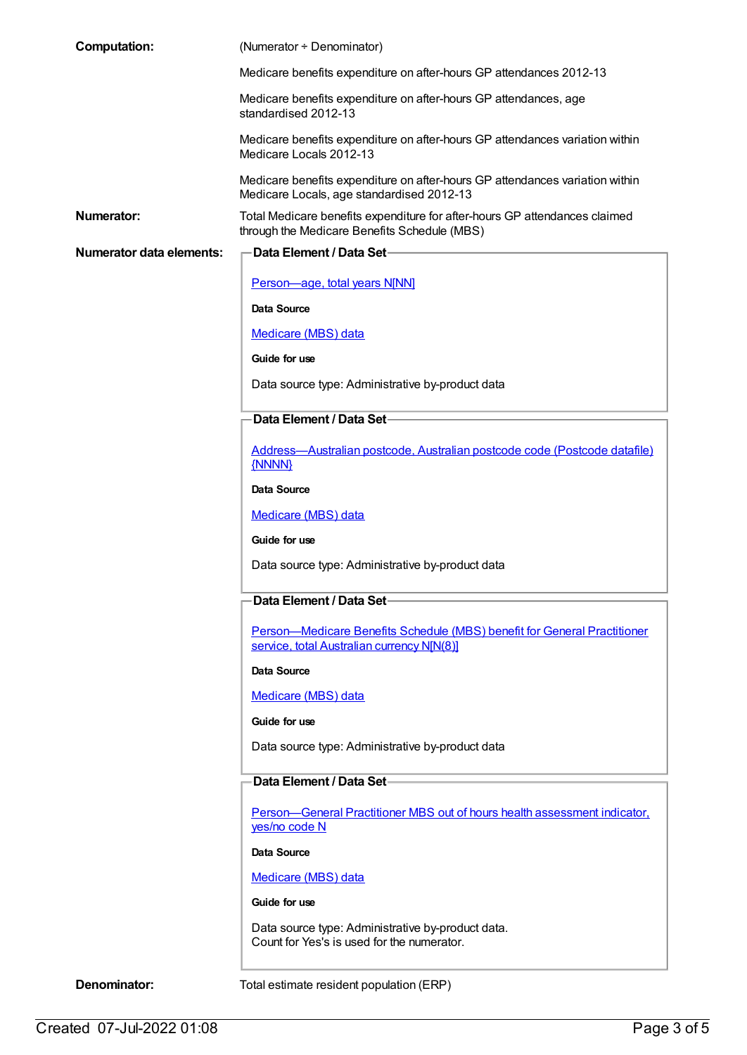**Computation:** (Numerator ÷ Denominator)

Medicare benefits expenditure on after-hours GP attendances 2012-13

Medicare benefits expenditure on after-hours GP attendances, age standardised 2012-13

Medicare benefits expenditure on after-hours GP attendances variation within Medicare Locals 2012-13

Medicare benefits expenditure on after-hours GP attendances variation within Medicare Locals, age standardised 2012-13

**Numerator:** Total Medicare benefits expenditure for after-hours GP attendances claimed through the Medicare Benefits Schedule (MBS)

**Numerator data elements:**

**Data Element / Data Set**

Person—age, total years N[NN]

**Data Source**

Medicare (MBS) data

**Guide for use**

Data source type: Administrative by-product data

**Data Element / Data Set**

Address—Australian postcode, Australian postcode code (Postcode datafile) {NNNN}

**Data Source**

Medicare (MBS) data

**Guide for use**

Data source type: Administrative by-product data

**Data Element / Data Set**

Person—Medicare Benefits Schedule (MBS) benefit for General Practitioner service, total Australian currency N[N(8)]

**Data Source**

Medicare (MBS) data

**Guide for use**

Data source type: Administrative by-product data

**Data Element / Data Set**

Person—General Practitioner MBS out of hours health assessment indicator, yes/no code N

**Data Source**

Medicare (MBS) data

**Guide for use**

Data source type: Administrative by-product data.
Count for Yes's is used for the numerator.

**Denominator:** Total estimate resident population (ERP)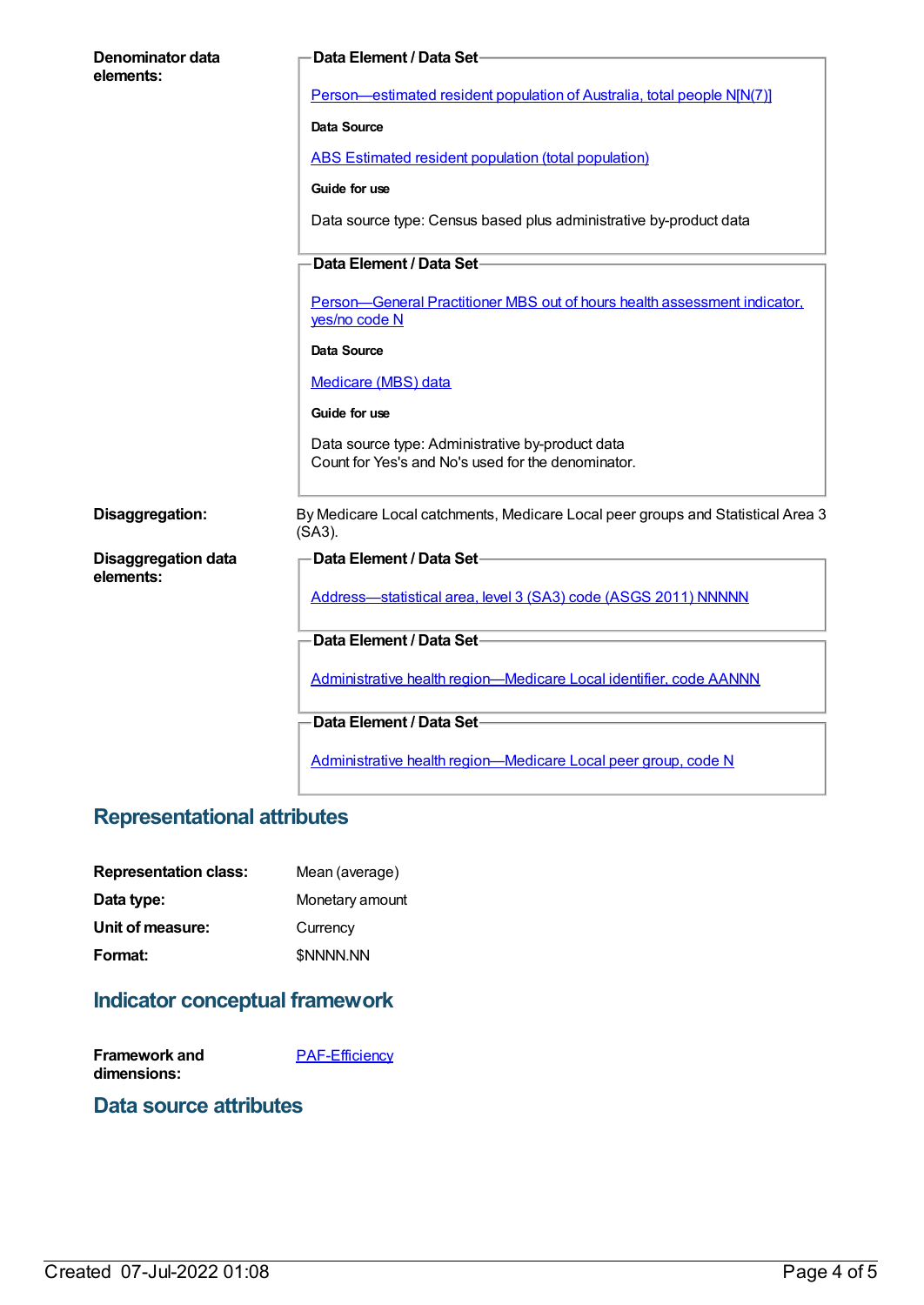**Denominator data elements:**

**Data Element / Data Set**

Person—estimated resident population of Australia, total people N[N(7)]

**Data Source**

ABS Estimated resident population (total population)

**Guide for use**

Data source type: Census based plus administrative by-product data

**Data Element / Data Set**

Person—General Practitioner MBS out of hours health assessment indicator, yes/no code N

**Data Source**

Medicare (MBS) data

**Guide for use**

Data source type: Administrative by-product data
Count for Yes's and No's used for the denominator.

**Disaggregation:** By Medicare Local catchments, Medicare Local peer groups and Statistical Area 3 (SA3).

**Disaggregation data elements:**

**Data Element / Data Set**

Address—statistical area, level 3 (SA3) code (ASGS 2011) NNNNN

**Data Element / Data Set**

Administrative health region—Medicare Local identifier, code AANNN

**Data Element / Data Set**

Administrative health region—Medicare Local peer group, code N

## Representational attributes

**Representation class:** Mean (average)

**Data type:** Monetary amount

**Unit of measure:** Currency

**Format:** $NNNN.NN

## Indicator conceptual framework

**Framework and dimensions:** PAF-Efficiency

## Data source attributes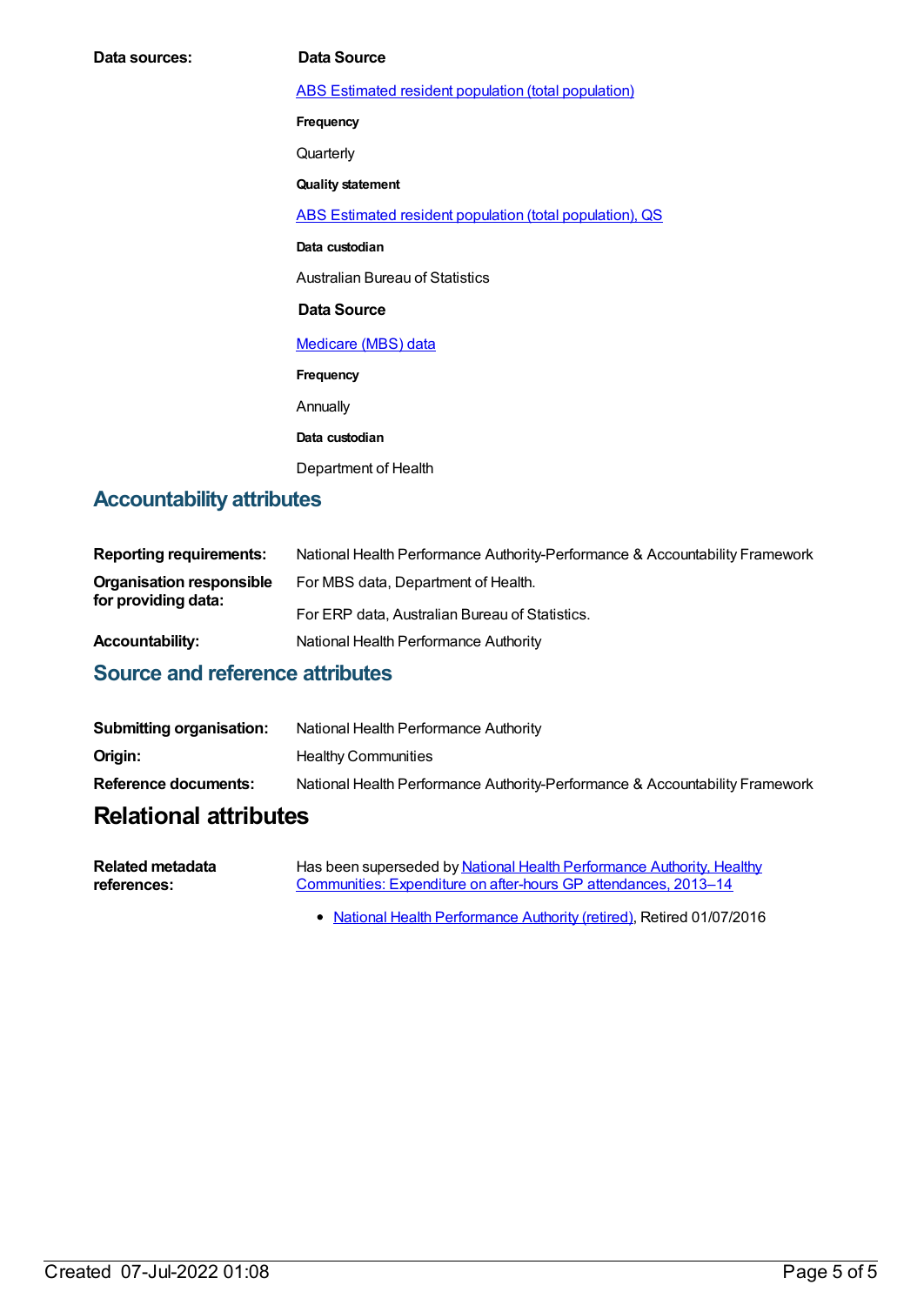**Data sources:**

**Data Source**

ABS Estimated resident population (total population)

**Frequency**

Quarterly

**Quality statement**

ABS Estimated resident population (total population), QS

**Data custodian**

Australian Bureau of Statistics

**Data Source**

Medicare (MBS) data

**Frequency**

Annually

**Data custodian**

Department of Health

## Accountability attributes

**Reporting requirements:** National Health Performance Authority-Performance & Accountability Framework

**Organisation responsible for providing data:** For MBS data, Department of Health.

For ERP data, Australian Bureau of Statistics.

**Accountability:** National Health Performance Authority

## Source and reference attributes

**Submitting organisation:** National Health Performance Authority

**Origin:** Healthy Communities

**Reference documents:** National Health Performance Authority-Performance & Accountability Framework

# Relational attributes

**Related metadata references:** Has been superseded by National Health Performance Authority, Healthy Communities: Expenditure on after-hours GP attendances, 2013–14

- National Health Performance Authority (retired), Retired 01/07/2016